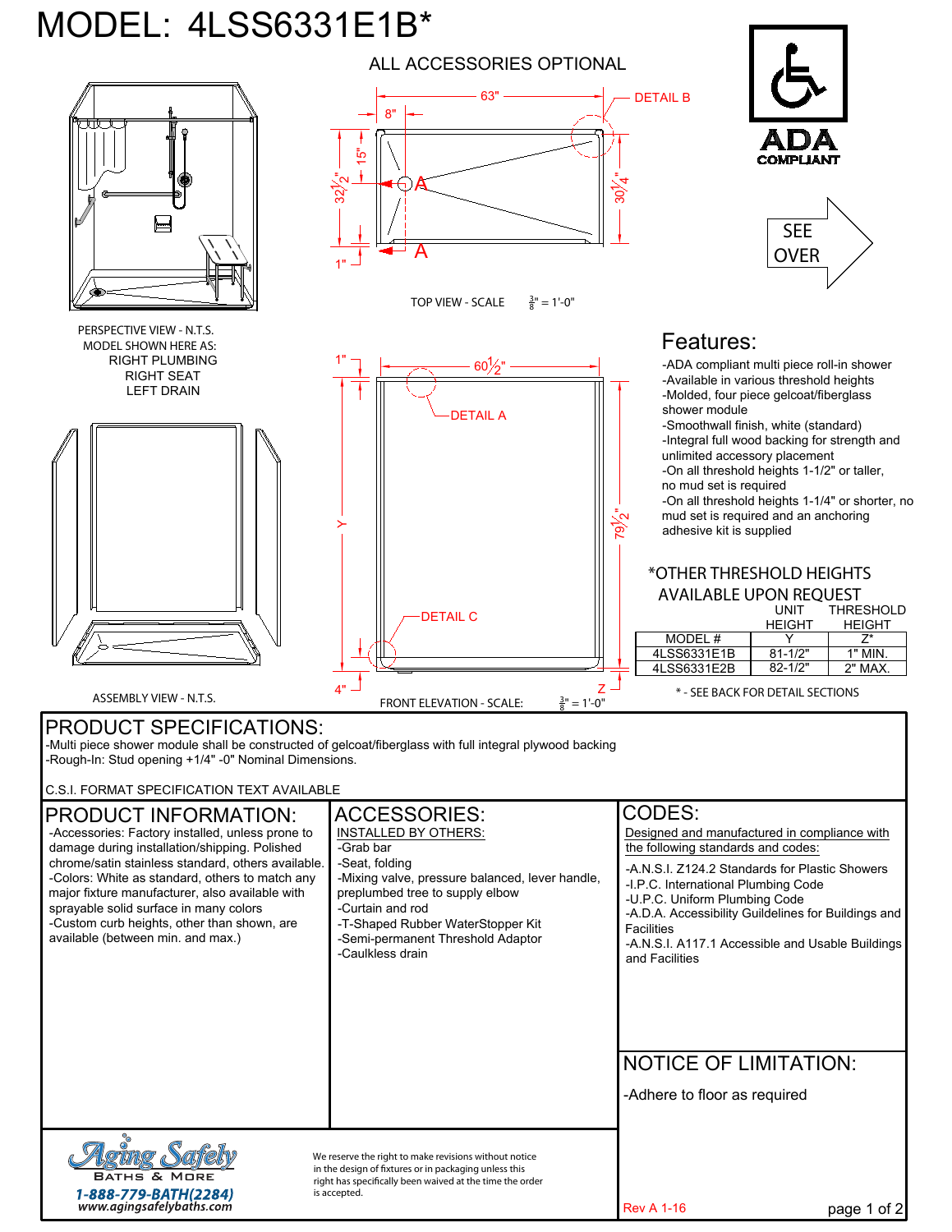# MODEL: 4LSS6331E1B*

ALL ACCESSORIES OPTIONAL

TOP VIEW - SCALE $\frac{3}{8}$" = 1'-0"

PERSPECTIVE VIEW - N.T.S.
MODEL SHOWN HERE AS:
RIGHT PLUMBING
RIGHT SEAT
LEFT DRAIN

ASSEMBLY VIEW - N.T.S.

FRONT ELEVATION - SCALE: $\frac{3}{8}$" = 1'-0"

ADA COMPLIANT

SEE OVER

## Features:

- -ADA compliant multi piece roll-in shower
- -Available in various threshold heights
- -Molded, four piece gelcoat/fiberglass shower module
- -Smoothwall finish, white (standard)
- -Integral full wood backing for strength and unlimited accessory placement
- -On all threshold heights 1-1/2" or taller, no mud set is required
- -On all threshold heights 1-1/4" or shorter, no mud set is required and an anchoring adhesive kit is supplied

*OTHER THRESHOLD HEIGHTS AVAILABLE UPON REQUEST

| MODEL # | UNIT HEIGHT Y | THRESHOLD HEIGHT Z* |
|---|---|---|
| 4LSS6331E1B | 81-1/2" | 1" MIN. |
| 4LSS6331E2B | 82-1/2" | 2" MAX. |

* - SEE BACK FOR DETAIL SECTIONS

## PRODUCT SPECIFICATIONS:

-Multi piece shower module shall be constructed of gelcoat/fiberglass with full integral plywood backing
-Rough-In: Stud opening +1/4" -0" Nominal Dimensions.

C.S.I. FORMAT SPECIFICATION TEXT AVAILABLE

## PRODUCT INFORMATION:

-Accessories: Factory installed, unless prone to damage during installation/shipping. Polished chrome/satin stainless standard, others available.
-Colors: White as standard, others to match any major fixture manufacturer, also available with sprayable solid surface in many colors
-Custom curb heights, other than shown, are available (between min. and max.)

## ACCESSORIES:

INSTALLED BY OTHERS:

- -Grab bar
- -Seat, folding
- -Mixing valve, pressure balanced, lever handle, preplumbed tree to supply elbow
- -Curtain and rod
- -T-Shaped Rubber WaterStopper Kit
- -Semi-permanent Threshold Adaptor
- -Caulkless drain

## CODES:

Designed and manufactured in compliance with the following standards and codes:

- -A.N.S.I. Z124.2 Standards for Plastic Showers
- -I.P.C. International Plumbing Code
- -U.P.C. Uniform Plumbing Code
- -A.D.A. Accessibility Guildelines for Buildings and Facilities
- -A.N.S.I. A117.1 Accessible and Usable Buildings and Facilities

## NOTICE OF LIMITATION:

-Adhere to floor as required

Aging Safely
BATHS & MORE
1-888-779-BATH(2284)
www.agingsafelybaths.com

We reserve the right to make revisions without notice in the design of fixtures or in packaging unless this right has specifically been waived at the time the order is accepted.

Rev A 1-16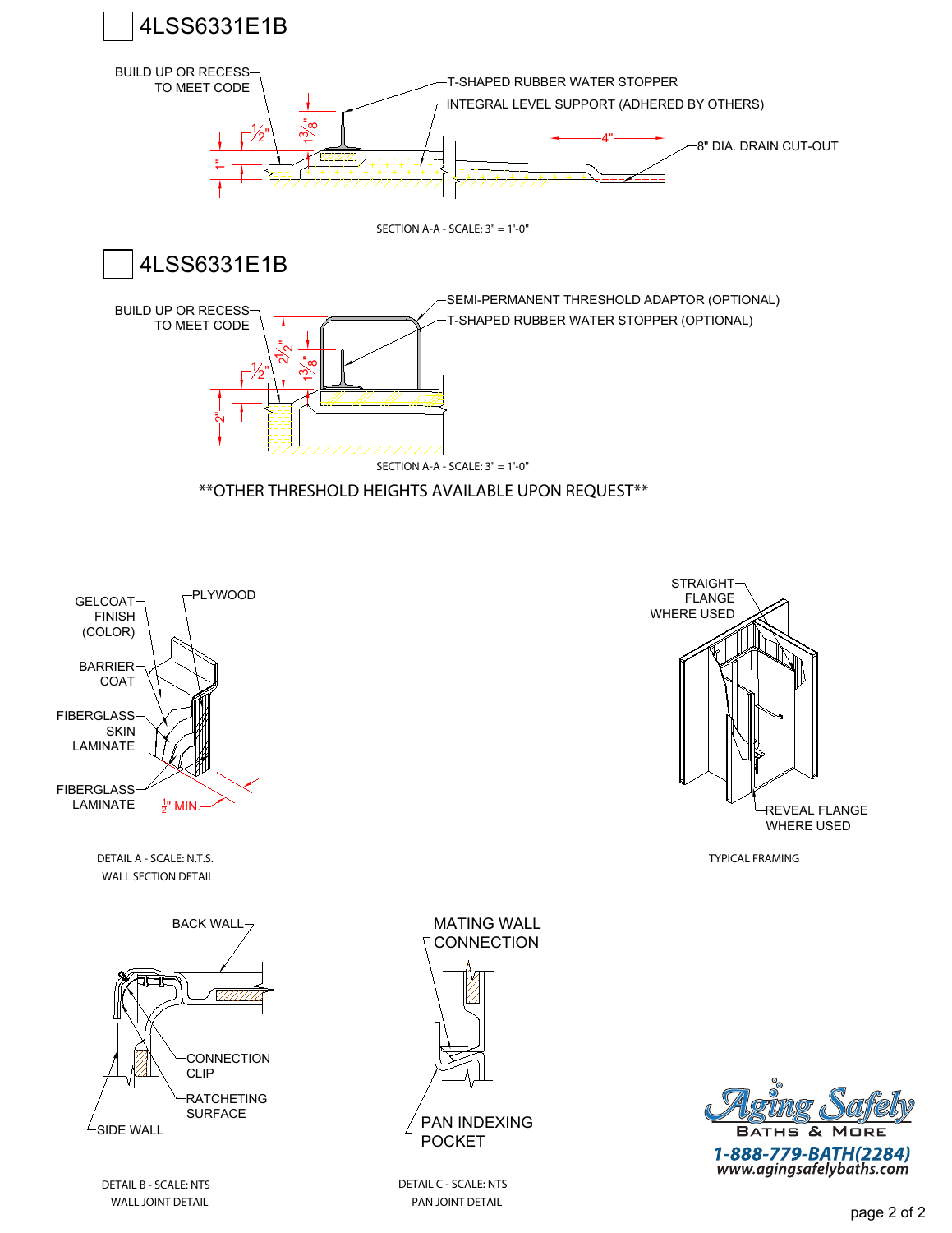# ☐ 4LSS6331E1B

BUILD UP OR RECESS TO MEET CODE

T-SHAPED RUBBER WATER STOPPER

INTEGRAL LEVEL SUPPORT (ADHERED BY OTHERS)

$\frac{1}{2}$"

$1\frac{3}{8}$"

1"

4"

8" DIA. DRAIN CUT-OUT

SECTION A-A - SCALE: 3" = 1'-0"

# ☐ 4LSS6331E1B

BUILD UP OR RECESS TO MEET CODE

SEMI-PERMANENT THRESHOLD ADAPTOR (OPTIONAL)

T-SHAPED RUBBER WATER STOPPER (OPTIONAL)

$\frac{1}{2}$"

$2\frac{1}{2}$"

$1\frac{3}{8}$"

2"

SECTION A-A - SCALE: 3" = 1'-0"

**OTHER THRESHOLD HEIGHTS AVAILABLE UPON REQUEST**

GELCOAT FINISH (COLOR)

PLYWOOD

BARRIER COAT

FIBERGLASS SKIN LAMINATE

FIBERGLASS LAMINATE

$\frac{1}{2}$" MIN.

DETAIL A - SCALE: N.T.S.
WALL SECTION DETAIL

STRAIGHT FLANGE WHERE USED

REVEAL FLANGE WHERE USED

TYPICAL FRAMING

BACK WALL

CONNECTION CLIP

RATCHETING SURFACE

SIDE WALL

DETAIL B - SCALE: NTS
WALL JOINT DETAIL

MATING WALL CONNECTION

PAN INDEXING POCKET

DETAIL C - SCALE: NTS
PAN JOINT DETAIL

Aging Safely
BATHS & MORE
1-888-779-BATH(2284)
www.agingsafelybaths.com